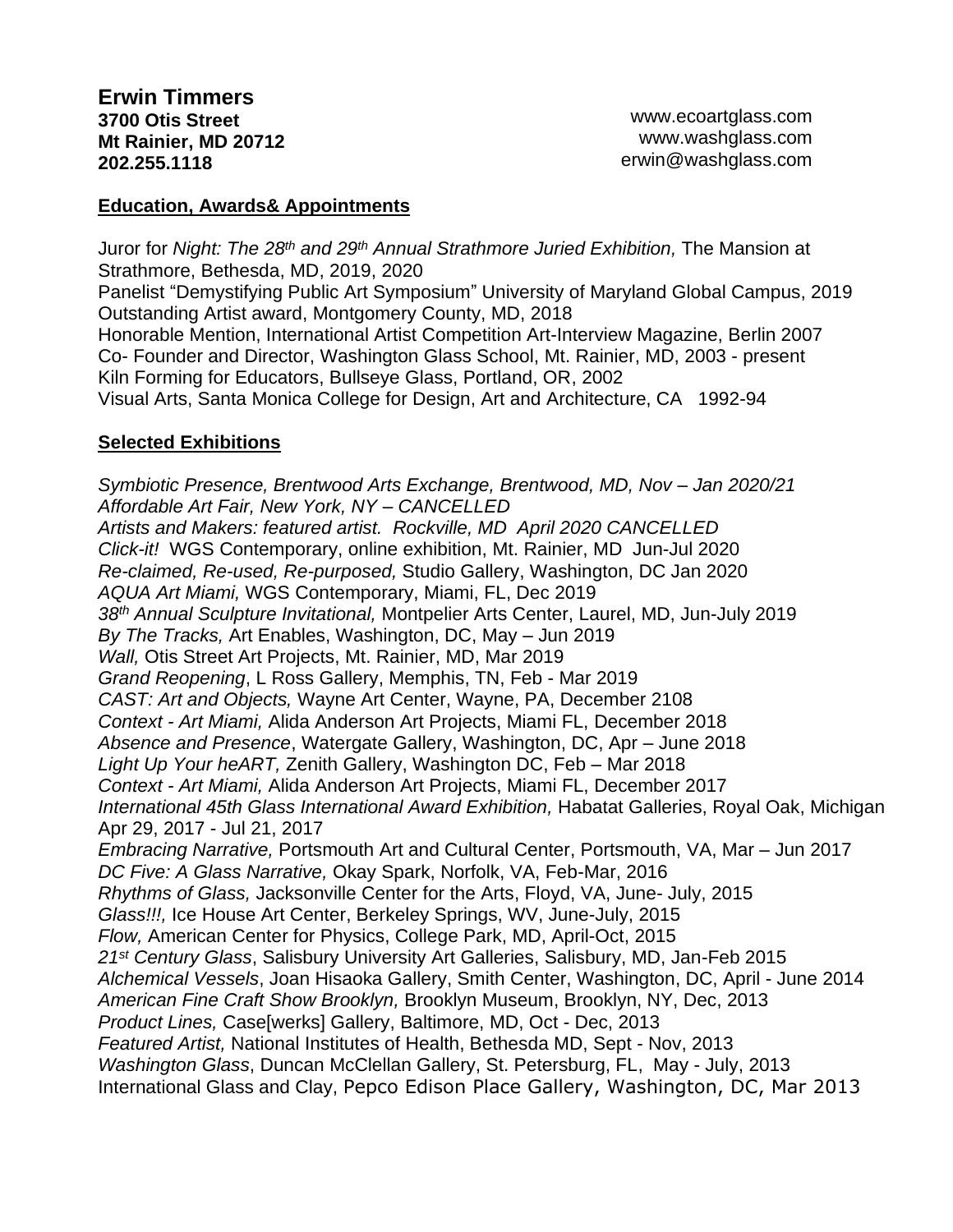**Erwin Timmers**
**3700 Otis Street**
**Mt Rainier, MD 20712**
**202.255.1118**

www.ecoartglass.com
www.washglass.com
erwin@washglass.com

## Education, Awards& Appointments

Juror for *Night: The 28th and 29th Annual Strathmore Juried Exhibition,* The Mansion at Strathmore, Bethesda, MD, 2019, 2020
Panelist "Demystifying Public Art Symposium" University of Maryland Global Campus, 2019
Outstanding Artist award, Montgomery County, MD, 2018
Honorable Mention, International Artist Competition Art-Interview Magazine, Berlin 2007
Co- Founder and Director, Washington Glass School, Mt. Rainier, MD, 2003 - present
Kiln Forming for Educators, Bullseye Glass, Portland, OR, 2002
Visual Arts, Santa Monica College for Design, Art and Architecture, CA 1992-94

## Selected Exhibitions

*Symbiotic Presence, Brentwood Arts Exchange, Brentwood, MD, Nov – Jan 2020/21*
*Affordable Art Fair, New York, NY – CANCELLED*
*Artists and Makers: featured artist. Rockville, MD April 2020 CANCELLED*
*Click-it!* WGS Contemporary, online exhibition, Mt. Rainier, MD Jun-Jul 2020
*Re-claimed, Re-used, Re-purposed,* Studio Gallery, Washington, DC Jan 2020
*AQUA Art Miami,* WGS Contemporary, Miami, FL, Dec 2019
*38th Annual Sculpture Invitational,* Montpelier Arts Center, Laurel, MD, Jun-July 2019
*By The Tracks,* Art Enables, Washington, DC, May – Jun 2019
*Wall,* Otis Street Art Projects, Mt. Rainier, MD, Mar 2019
*Grand Reopening*, L Ross Gallery, Memphis, TN, Feb - Mar 2019
*CAST: Art and Objects,* Wayne Art Center, Wayne, PA, December 2108
*Context - Art Miami,* Alida Anderson Art Projects, Miami FL, December 2018
*Absence and Presence*, Watergate Gallery, Washington, DC, Apr – June 2018
*Light Up Your heART,* Zenith Gallery, Washington DC, Feb – Mar 2018
*Context - Art Miami,* Alida Anderson Art Projects, Miami FL, December 2017
*International 45th Glass International Award Exhibition,* Habatat Galleries, Royal Oak, Michigan Apr 29, 2017 - Jul 21, 2017
*Embracing Narrative,* Portsmouth Art and Cultural Center, Portsmouth, VA, Mar – Jun 2017
*DC Five: A Glass Narrative,* Okay Spark, Norfolk, VA, Feb-Mar, 2016
*Rhythms of Glass,* Jacksonville Center for the Arts, Floyd, VA, June- July, 2015
*Glass!!!,* Ice House Art Center, Berkeley Springs, WV, June-July, 2015
*Flow,* American Center for Physics, College Park, MD, April-Oct, 2015
*21st Century Glass*, Salisbury University Art Galleries, Salisbury, MD, Jan-Feb 2015
*Alchemical Vessels*, Joan Hisaoka Gallery, Smith Center, Washington, DC, April - June 2014
*American Fine Craft Show Brooklyn,* Brooklyn Museum, Brooklyn, NY, Dec, 2013
*Product Lines,* Case[werks] Gallery, Baltimore, MD, Oct - Dec, 2013
*Featured Artist,* National Institutes of Health, Bethesda MD, Sept - Nov, 2013
*Washington Glass*, Duncan McClellan Gallery, St. Petersburg, FL, May - July, 2013
International Glass and Clay, Pepco Edison Place Gallery, Washington, DC, Mar 2013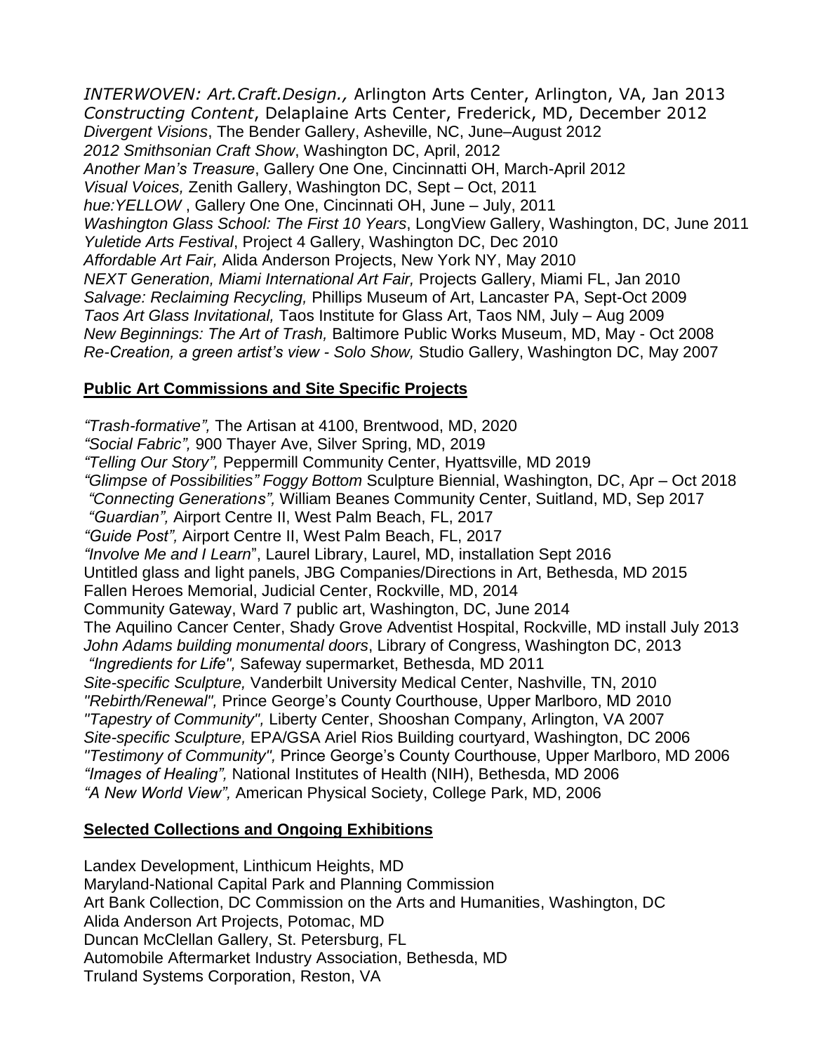*INTERWOVEN: Art.Craft.Design.,* Arlington Arts Center, Arlington, VA, Jan 2013
*Constructing Content*, Delaplaine Arts Center, Frederick, MD, December 2012
*Divergent Visions*, The Bender Gallery, Asheville, NC, June–August 2012
*2012 Smithsonian Craft Show*, Washington DC, April, 2012
*Another Man's Treasure*, Gallery One One, Cincinnatti OH, March-April 2012
*Visual Voices,* Zenith Gallery, Washington DC, Sept – Oct, 2011
*hue:YELLOW* , Gallery One One, Cincinnati OH, June – July, 2011
*Washington Glass School: The First 10 Years*, LongView Gallery, Washington, DC, June 2011
*Yuletide Arts Festival*, Project 4 Gallery, Washington DC, Dec 2010
*Affordable Art Fair,* Alida Anderson Projects, New York NY, May 2010
*NEXT Generation, Miami International Art Fair,* Projects Gallery, Miami FL, Jan 2010
*Salvage: Reclaiming Recycling,* Phillips Museum of Art, Lancaster PA, Sept-Oct 2009
*Taos Art Glass Invitational,* Taos Institute for Glass Art, Taos NM, July – Aug 2009
*New Beginnings: The Art of Trash,* Baltimore Public Works Museum, MD, May - Oct 2008
*Re-Creation, a green artist's view - Solo Show,* Studio Gallery, Washington DC, May 2007

## Public Art Commissions and Site Specific Projects

*"Trash-formative",* The Artisan at 4100, Brentwood, MD, 2020
*"Social Fabric",* 900 Thayer Ave, Silver Spring, MD, 2019
*"Telling Our Story",* Peppermill Community Center, Hyattsville, MD 2019
*"Glimpse of Possibilities" Foggy Bottom* Sculpture Biennial, Washington, DC, Apr – Oct 2018
*"Connecting Generations",* William Beanes Community Center, Suitland, MD, Sep 2017
*"Guardian",* Airport Centre II, West Palm Beach, FL, 2017
*"Guide Post",* Airport Centre II, West Palm Beach, FL, 2017
*"Involve Me and I Learn*", Laurel Library, Laurel, MD, installation Sept 2016
Untitled glass and light panels, JBG Companies/Directions in Art, Bethesda, MD 2015
Fallen Heroes Memorial, Judicial Center, Rockville, MD, 2014
Community Gateway, Ward 7 public art, Washington, DC, June 2014
The Aquilino Cancer Center, Shady Grove Adventist Hospital, Rockville, MD install July 2013
*John Adams building monumental doors*, Library of Congress, Washington DC, 2013
*"Ingredients for Life",* Safeway supermarket, Bethesda, MD 2011
*Site-specific Sculpture,* Vanderbilt University Medical Center, Nashville, TN, 2010
*"Rebirth/Renewal",* Prince George's County Courthouse, Upper Marlboro, MD 2010
*"Tapestry of Community",* Liberty Center, Shooshan Company, Arlington, VA 2007
*Site-specific Sculpture,* EPA/GSA Ariel Rios Building courtyard, Washington, DC 2006
*"Testimony of Community",* Prince George's County Courthouse, Upper Marlboro, MD 2006
*"Images of Healing",* National Institutes of Health (NIH), Bethesda, MD 2006
*"A New World View",* American Physical Society, College Park, MD, 2006

## Selected Collections and Ongoing Exhibitions

Landex Development, Linthicum Heights, MD
Maryland-National Capital Park and Planning Commission
Art Bank Collection, DC Commission on the Arts and Humanities, Washington, DC
Alida Anderson Art Projects, Potomac, MD
Duncan McClellan Gallery, St. Petersburg, FL
Automobile Aftermarket Industry Association, Bethesda, MD
Truland Systems Corporation, Reston, VA